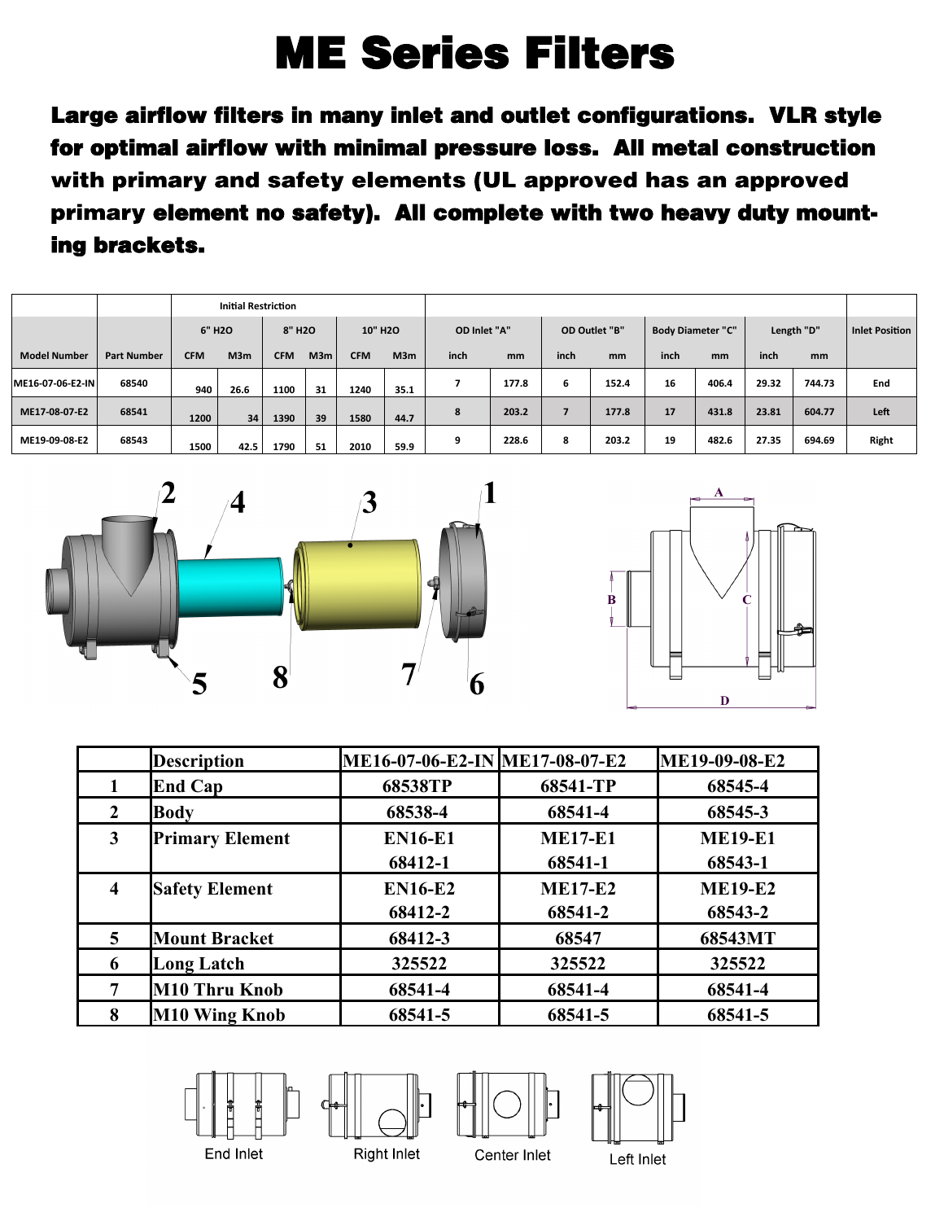# ME Series Filters

**Large airflow filters in many inlet and outlet configurations. VLR style for optimal airflow with minimal pressure loss. All metal construction with primary and safety elements (UL approved has an approved primary element no safety). All complete with two heavy duty mounting brackets.**

| | | Initial Restriction | | | | | | | | | | | | | | |
|---|---|---|---|---|---|---|---|---|---|---|---|---|---|---|---|---|
| | | 6" H2O | | 8" H2O | | 10" H2O | | OD Inlet "A" | | OD Outlet "B" | | Body Diameter "C" | | Length "D" | | Inlet Position |
| Model Number | Part Number | CFM | M3m | CFM | M3m | CFM | M3m | inch | mm | inch | mm | inch | mm | inch | mm | |
| ME16-07-06-E2-IN | 68540 | 940 | 26.6 | 1100 | 31 | 1240 | 35.1 | 7 | 177.8 | 6 | 152.4 | 16 | 406.4 | 29.32 | 744.73 | End |
| ME17-08-07-E2 | 68541 | 1200 | 34 | 1390 | 39 | 1580 | 44.7 | 8 | 203.2 | 7 | 177.8 | 17 | 431.8 | 23.81 | 604.77 | Left |
| ME19-09-08-E2 | 68543 | 1500 | 42.5 | 1790 | 51 | 2010 | 59.9 | 9 | 228.6 | 8 | 203.2 | 19 | 482.6 | 27.35 | 694.69 | Right |

| | Description | ME16-07-06-E2-IN | ME17-08-07-E2 | ME19-09-08-E2 |
|---|---|---|---|---|
| 1 | End Cap | 68538TP | 68541-TP | 68545-4 |
| 2 | Body | 68538-4 | 68541-4 | 68545-3 |
| 3 | Primary Element | EN16-E1<br>68412-1 | ME17-E1<br>68541-1 | ME19-E1<br>68543-1 |
| 4 | Safety Element | EN16-E2<br>68412-2 | ME17-E2<br>68541-2 | ME19-E2<br>68543-2 |
| 5 | Mount Bracket | 68412-3 | 68547 | 68543MT |
| 6 | Long Latch | 325522 | 325522 | 325522 |
| 7 | M10 Thru Knob | 68541-4 | 68541-4 | 68541-4 |
| 8 | M10 Wing Knob | 68541-5 | 68541-5 | 68541-5 |

End Inlet Right Inlet Center Inlet Left Inlet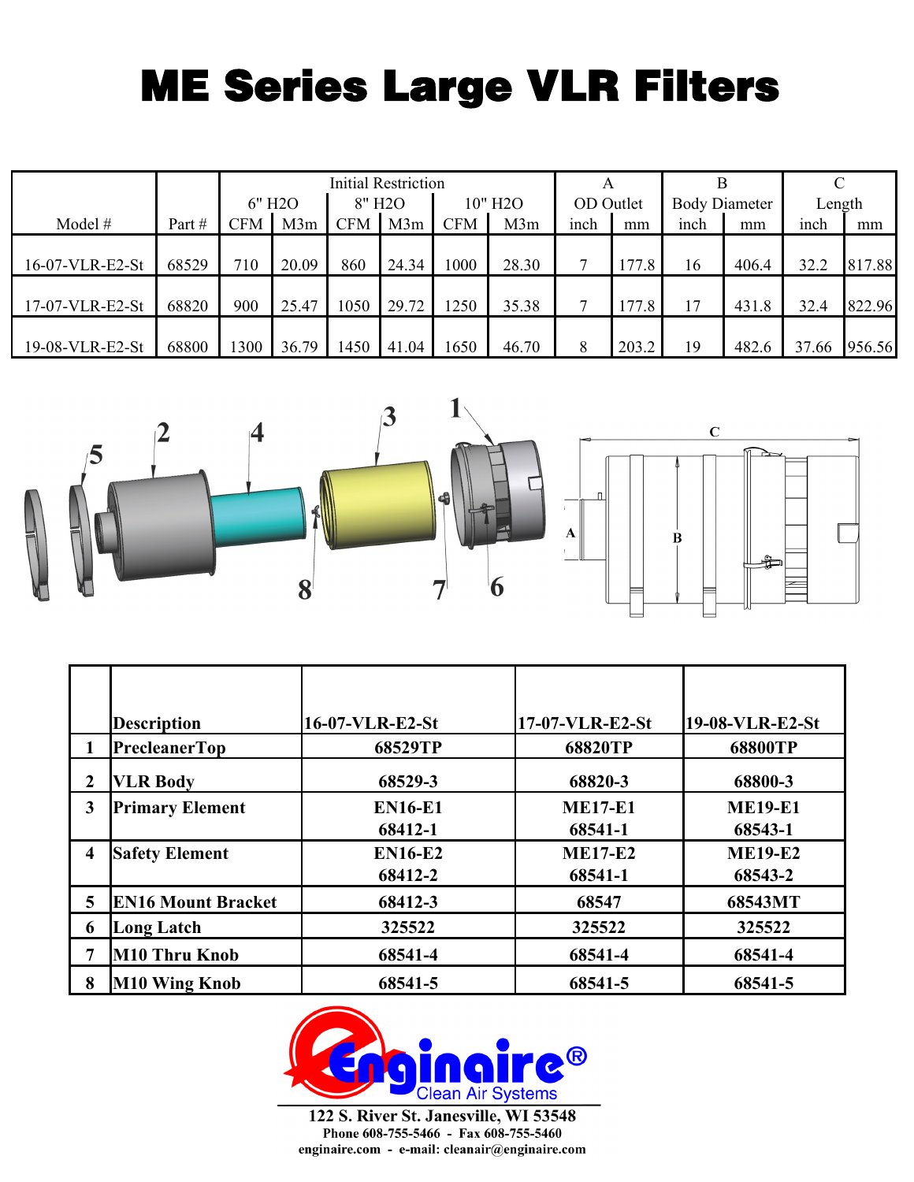# ME Series Large VLR Filters

| Model # | Part # | Initial Restriction | | | | | | A | | B | | C | |
|---|---|---|---|---|---|---|---|---|---|---|---|---|---|
| | | 6" H2O | | 8" H2O | | 10" H2O | | OD Outlet | | Body Diameter | | Length | |
| | | CFM | M3m | CFM | M3m | CFM | M3m | inch | mm | inch | mm | inch | mm |
| 16-07-VLR-E2-St | 68529 | 710 | 20.09 | 860 | 24.34 | 1000 | 28.30 | 7 | 177.8 | 16 | 406.4 | 32.2 | 817.88 |
| 17-07-VLR-E2-St | 68820 | 900 | 25.47 | 1050 | 29.72 | 1250 | 35.38 | 7 | 177.8 | 17 | 431.8 | 32.4 | 822.96 |
| 19-08-VLR-E2-St | 68800 | 1300 | 36.79 | 1450 | 41.04 | 1650 | 46.70 | 8 | 203.2 | 19 | 482.6 | 37.66 | 956.56 |

5
2
4
3
1
8
7
6
C
A
B

| | Description | 16-07-VLR-E2-St | 17-07-VLR-E2-St | 19-08-VLR-E2-St |
|---|---|---|---|---|
| 1 | PrecleanerTop | 68529TP | 68820TP | 68800TP |
| 2 | VLR Body | 68529-3 | 68820-3 | 68800-3 |
| 3 | Primary Element | EN16-E1<br>68412-1 | ME17-E1<br>68541-1 | ME19-E1<br>68543-1 |
| 4 | Safety Element | EN16-E2<br>68412-2 | ME17-E2<br>68541-1 | ME19-E2<br>68543-2 |
| 5 | EN16 Mount Bracket | 68412-3 | 68547 | 68543MT |
| 6 | Long Latch | 325522 | 325522 | 325522 |
| 7 | M10 Thru Knob | 68541-4 | 68541-4 | 68541-4 |
| 8 | M10 Wing Knob | 68541-5 | 68541-5 | 68541-5 |

Enginaire®
Clean Air Systems

**122 S. River St. Janesville, WI 53548**
**Phone 608-755-5466 - Fax 608-755-5460**
**enginaire.com - e-mail: cleanair@enginaire.com**